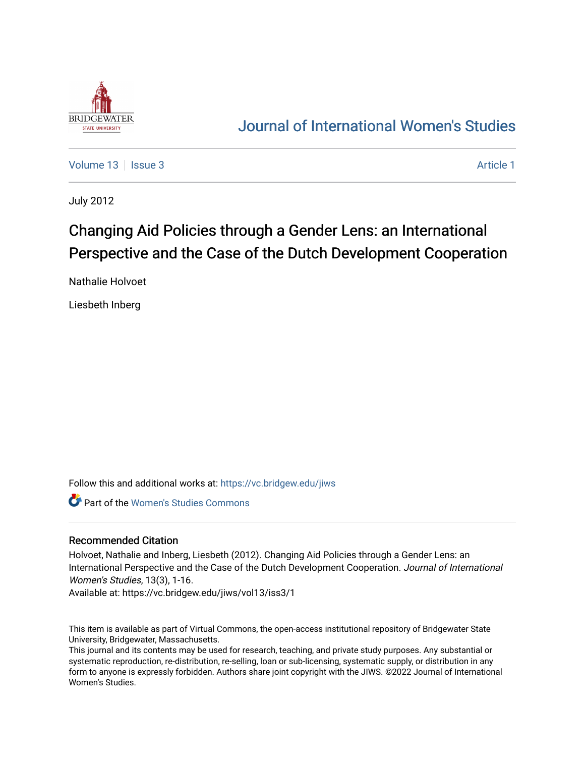# Journal of International Women's Studies

Volume 13 | Issue 3 | Article 1

July 2012

# Changing Aid Policies through a Gender Lens: an International Perspective and the Case of the Dutch Development Cooperation

Nathalie Holvoet

Liesbeth Inberg

Follow this and additional works at: https://vc.bridgew.edu/jiws

Part of the Women's Studies Commons

## Recommended Citation

Holvoet, Nathalie and Inberg, Liesbeth (2012). Changing Aid Policies through a Gender Lens: an International Perspective and the Case of the Dutch Development Cooperation. *Journal of International Women's Studies*, 13(3), 1-16.
Available at: https://vc.bridgew.edu/jiws/vol13/iss3/1

This item is available as part of Virtual Commons, the open-access institutional repository of Bridgewater State University, Bridgewater, Massachusetts.
This journal and its contents may be used for research, teaching, and private study purposes. Any substantial or systematic reproduction, re-distribution, re-selling, loan or sub-licensing, systematic supply, or distribution in any form to anyone is expressly forbidden. Authors share joint copyright with the JIWS. ©2022 Journal of International Women's Studies.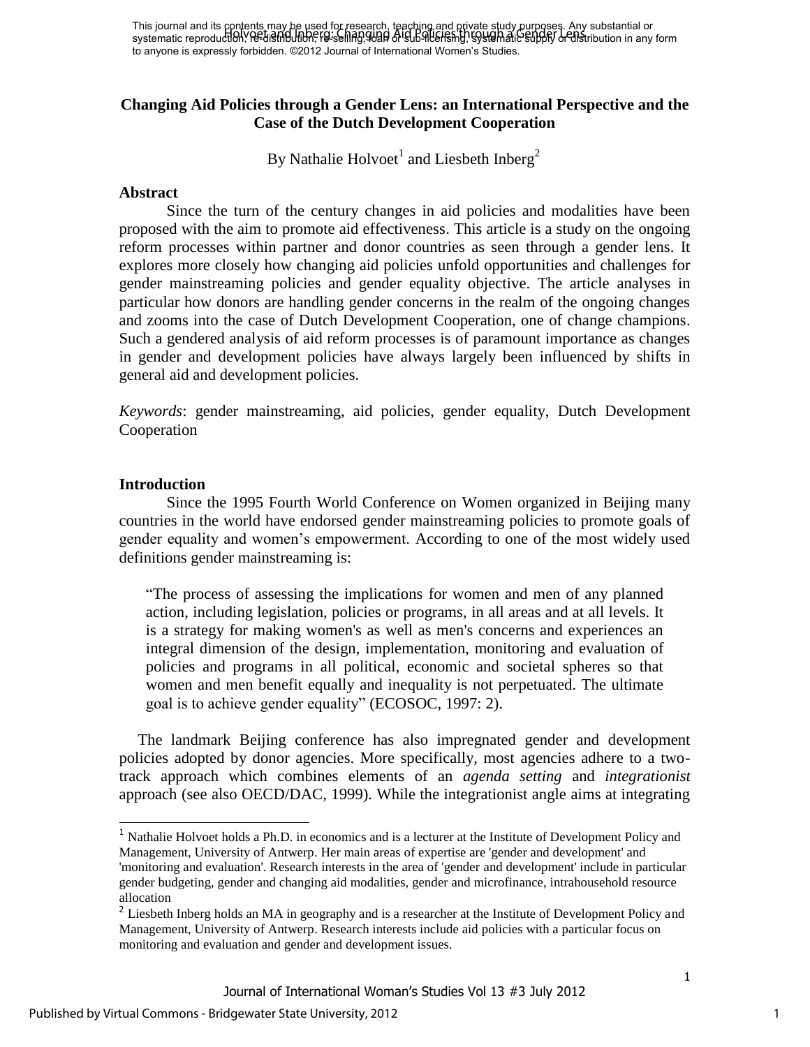# Changing Aid Policies through a Gender Lens: an International Perspective and the Case of the Dutch Development Cooperation

By Nathalie Holvoet[1] and Liesbeth Inberg[2]

## Abstract

Since the turn of the century changes in aid policies and modalities have been proposed with the aim to promote aid effectiveness. This article is a study on the ongoing reform processes within partner and donor countries as seen through a gender lens. It explores more closely how changing aid policies unfold opportunities and challenges for gender mainstreaming policies and gender equality objective. The article analyses in particular how donors are handling gender concerns in the realm of the ongoing changes and zooms into the case of Dutch Development Cooperation, one of change champions. Such a gendered analysis of aid reform processes is of paramount importance as changes in gender and development policies have always largely been influenced by shifts in general aid and development policies.

*Keywords*: gender mainstreaming, aid policies, gender equality, Dutch Development Cooperation

## Introduction

Since the 1995 Fourth World Conference on Women organized in Beijing many countries in the world have endorsed gender mainstreaming policies to promote goals of gender equality and women's empowerment. According to one of the most widely used definitions gender mainstreaming is:

> "The process of assessing the implications for women and men of any planned action, including legislation, policies or programs, in all areas and at all levels. It is a strategy for making women's as well as men's concerns and experiences an integral dimension of the design, implementation, monitoring and evaluation of policies and programs in all political, economic and societal spheres so that women and men benefit equally and inequality is not perpetuated. The ultimate goal is to achieve gender equality" (ECOSOC, 1997: 2).

The landmark Beijing conference has also impregnated gender and development policies adopted by donor agencies. More specifically, most agencies adhere to a two-track approach which combines elements of an *agenda setting* and *integrationist* approach (see also OECD/DAC, 1999). While the integrationist angle aims at integrating

---

[1] Nathalie Holvoet holds a Ph.D. in economics and is a lecturer at the Institute of Development Policy and Management, University of Antwerp. Her main areas of expertise are 'gender and development' and 'monitoring and evaluation'. Research interests in the area of 'gender and development' include in particular gender budgeting, gender and changing aid modalities, gender and microfinance, intrahousehold resource allocation

[2] Liesbeth Inberg holds an MA in geography and is a researcher at the Institute of Development Policy and Management, University of Antwerp. Research interests include aid policies with a particular focus on monitoring and evaluation and gender and development issues.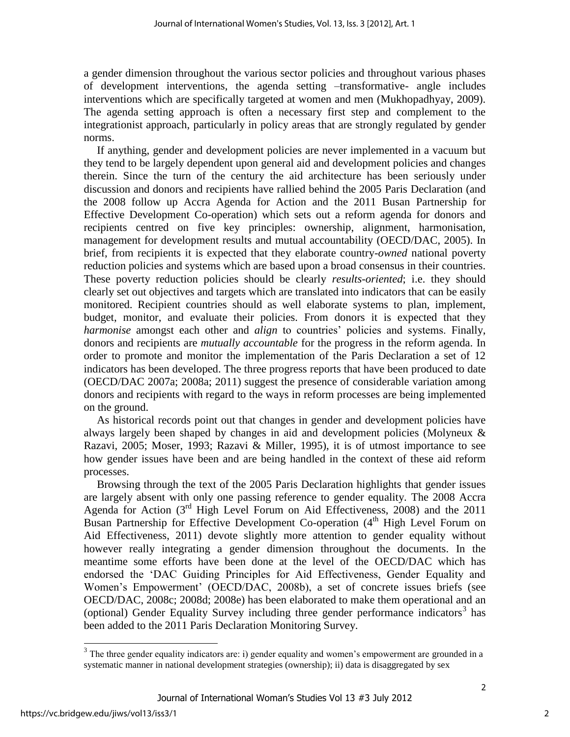a gender dimension throughout the various sector policies and throughout various phases of development interventions, the agenda setting –transformative- angle includes interventions which are specifically targeted at women and men (Mukhopadhyay, 2009). The agenda setting approach is often a necessary first step and complement to the integrationist approach, particularly in policy areas that are strongly regulated by gender norms.

If anything, gender and development policies are never implemented in a vacuum but they tend to be largely dependent upon general aid and development policies and changes therein. Since the turn of the century the aid architecture has been seriously under discussion and donors and recipients have rallied behind the 2005 Paris Declaration (and the 2008 follow up Accra Agenda for Action and the 2011 Busan Partnership for Effective Development Co-operation) which sets out a reform agenda for donors and recipients centred on five key principles: ownership, alignment, harmonisation, management for development results and mutual accountability (OECD/DAC, 2005). In brief, from recipients it is expected that they elaborate country-*owned* national poverty reduction policies and systems which are based upon a broad consensus in their countries. These poverty reduction policies should be clearly *results-oriented*; i.e. they should clearly set out objectives and targets which are translated into indicators that can be easily monitored. Recipient countries should as well elaborate systems to plan, implement, budget, monitor, and evaluate their policies. From donors it is expected that they *harmonise* amongst each other and *align* to countries' policies and systems. Finally, donors and recipients are *mutually accountable* for the progress in the reform agenda. In order to promote and monitor the implementation of the Paris Declaration a set of 12 indicators has been developed. The three progress reports that have been produced to date (OECD/DAC 2007a; 2008a; 2011) suggest the presence of considerable variation among donors and recipients with regard to the ways in reform processes are being implemented on the ground.

As historical records point out that changes in gender and development policies have always largely been shaped by changes in aid and development policies (Molyneux & Razavi, 2005; Moser, 1993; Razavi & Miller, 1995), it is of utmost importance to see how gender issues have been and are being handled in the context of these aid reform processes.

Browsing through the text of the 2005 Paris Declaration highlights that gender issues are largely absent with only one passing reference to gender equality. The 2008 Accra Agenda for Action (3rd High Level Forum on Aid Effectiveness, 2008) and the 2011 Busan Partnership for Effective Development Co-operation (4th High Level Forum on Aid Effectiveness, 2011) devote slightly more attention to gender equality without however really integrating a gender dimension throughout the documents. In the meantime some efforts have been done at the level of the OECD/DAC which has endorsed the 'DAC Guiding Principles for Aid Effectiveness, Gender Equality and Women's Empowerment' (OECD/DAC, 2008b), a set of concrete issues briefs (see OECD/DAC, 2008c; 2008d; 2008e) has been elaborated to make them operational and an (optional) Gender Equality Survey including three gender performance indicators[3] has been added to the 2011 Paris Declaration Monitoring Survey.

---

[3] The three gender equality indicators are: i) gender equality and women's empowerment are grounded in a systematic manner in national development strategies (ownership); ii) data is disaggregated by sex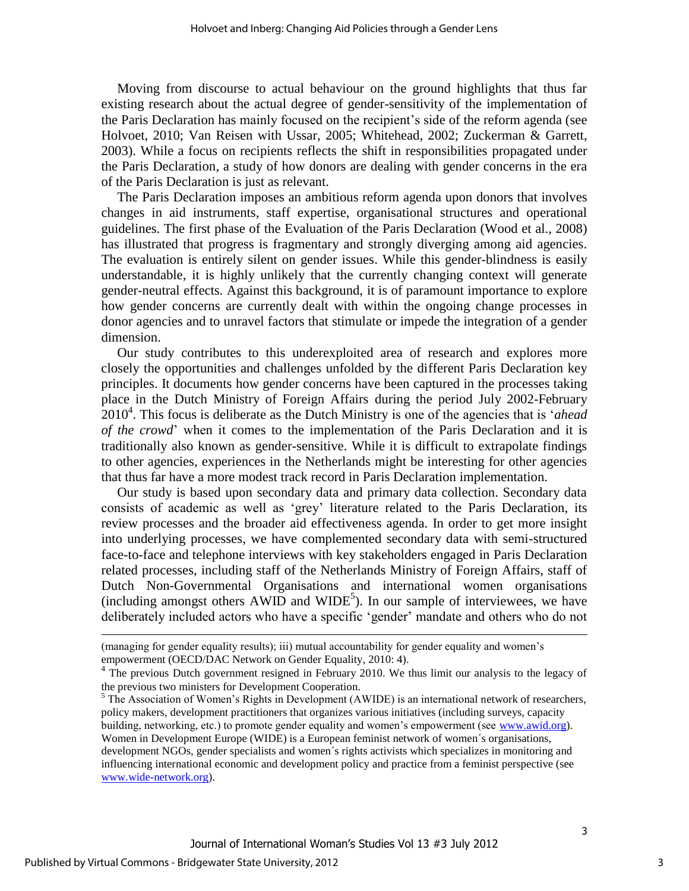Moving from discourse to actual behaviour on the ground highlights that thus far existing research about the actual degree of gender-sensitivity of the implementation of the Paris Declaration has mainly focused on the recipient's side of the reform agenda (see Holvoet, 2010; Van Reisen with Ussar, 2005; Whitehead, 2002; Zuckerman & Garrett, 2003). While a focus on recipients reflects the shift in responsibilities propagated under the Paris Declaration, a study of how donors are dealing with gender concerns in the era of the Paris Declaration is just as relevant.

The Paris Declaration imposes an ambitious reform agenda upon donors that involves changes in aid instruments, staff expertise, organisational structures and operational guidelines. The first phase of the Evaluation of the Paris Declaration (Wood et al., 2008) has illustrated that progress is fragmentary and strongly diverging among aid agencies. The evaluation is entirely silent on gender issues. While this gender-blindness is easily understandable, it is highly unlikely that the currently changing context will generate gender-neutral effects. Against this background, it is of paramount importance to explore how gender concerns are currently dealt with within the ongoing change processes in donor agencies and to unravel factors that stimulate or impede the integration of a gender dimension.

Our study contributes to this underexploited area of research and explores more closely the opportunities and challenges unfolded by the different Paris Declaration key principles. It documents how gender concerns have been captured in the processes taking place in the Dutch Ministry of Foreign Affairs during the period July 2002-February 2010[4]. This focus is deliberate as the Dutch Ministry is one of the agencies that is '*ahead of the crowd*' when it comes to the implementation of the Paris Declaration and it is traditionally also known as gender-sensitive. While it is difficult to extrapolate findings to other agencies, experiences in the Netherlands might be interesting for other agencies that thus far have a more modest track record in Paris Declaration implementation.

Our study is based upon secondary data and primary data collection. Secondary data consists of academic as well as 'grey' literature related to the Paris Declaration, its review processes and the broader aid effectiveness agenda. In order to get more insight into underlying processes, we have complemented secondary data with semi-structured face-to-face and telephone interviews with key stakeholders engaged in Paris Declaration related processes, including staff of the Netherlands Ministry of Foreign Affairs, staff of Dutch Non-Governmental Organisations and international women organisations (including amongst others AWID and WIDE[5]). In our sample of interviewees, we have deliberately included actors who have a specific 'gender' mandate and others who do not

---

(managing for gender equality results); iii) mutual accountability for gender equality and women's empowerment (OECD/DAC Network on Gender Equality, 2010: 4).

[4] The previous Dutch government resigned in February 2010. We thus limit our analysis to the legacy of the previous two ministers for Development Cooperation.

[5] The Association of Women's Rights in Development (AWIDE) is an international network of researchers, policy makers, development practitioners that organizes various initiatives (including surveys, capacity building, networking, etc.) to promote gender equality and women's empowerment (see www.awid.org). Women in Development Europe (WIDE) is a European feminist network of women´s organisations, development NGOs, gender specialists and women´s rights activists which specializes in monitoring and influencing international economic and development policy and practice from a feminist perspective (see www.wide-network.org).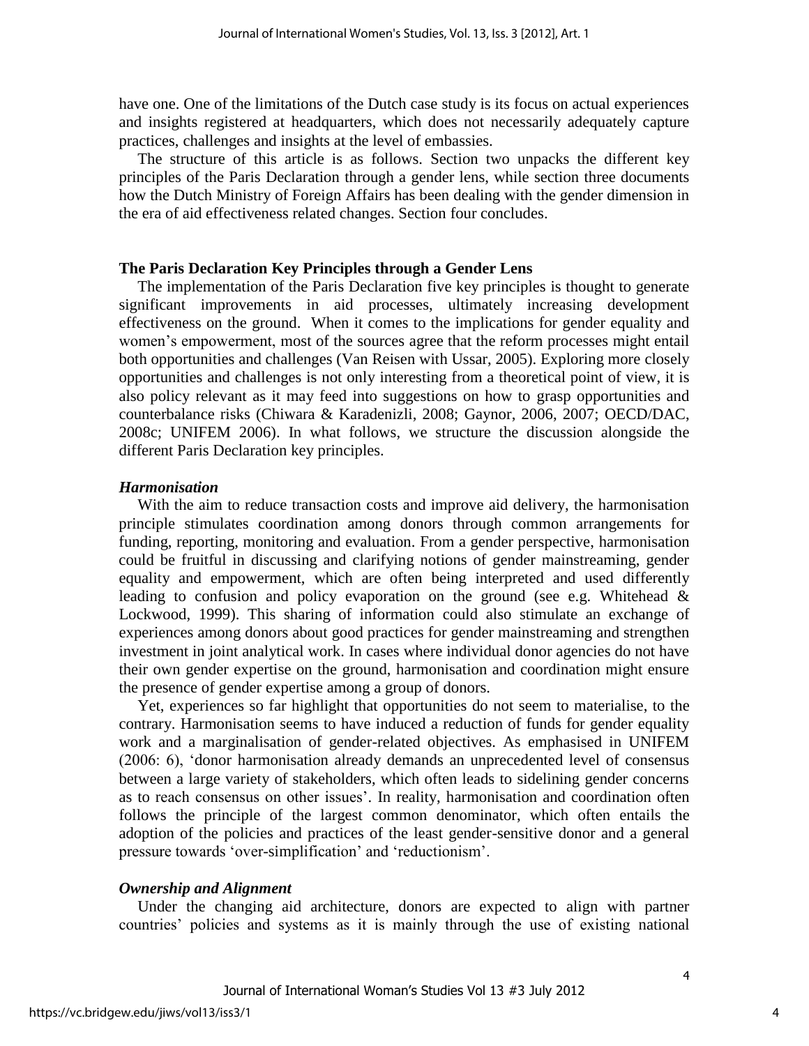have one. One of the limitations of the Dutch case study is its focus on actual experiences and insights registered at headquarters, which does not necessarily adequately capture practices, challenges and insights at the level of embassies.

The structure of this article is as follows. Section two unpacks the different key principles of the Paris Declaration through a gender lens, while section three documents how the Dutch Ministry of Foreign Affairs has been dealing with the gender dimension in the era of aid effectiveness related changes. Section four concludes.

## The Paris Declaration Key Principles through a Gender Lens

The implementation of the Paris Declaration five key principles is thought to generate significant improvements in aid processes, ultimately increasing development effectiveness on the ground. When it comes to the implications for gender equality and women's empowerment, most of the sources agree that the reform processes might entail both opportunities and challenges (Van Reisen with Ussar, 2005). Exploring more closely opportunities and challenges is not only interesting from a theoretical point of view, it is also policy relevant as it may feed into suggestions on how to grasp opportunities and counterbalance risks (Chiwara & Karadenizli, 2008; Gaynor, 2006, 2007; OECD/DAC, 2008c; UNIFEM 2006). In what follows, we structure the discussion alongside the different Paris Declaration key principles.

### *Harmonisation*

With the aim to reduce transaction costs and improve aid delivery, the harmonisation principle stimulates coordination among donors through common arrangements for funding, reporting, monitoring and evaluation. From a gender perspective, harmonisation could be fruitful in discussing and clarifying notions of gender mainstreaming, gender equality and empowerment, which are often being interpreted and used differently leading to confusion and policy evaporation on the ground (see e.g. Whitehead & Lockwood, 1999). This sharing of information could also stimulate an exchange of experiences among donors about good practices for gender mainstreaming and strengthen investment in joint analytical work. In cases where individual donor agencies do not have their own gender expertise on the ground, harmonisation and coordination might ensure the presence of gender expertise among a group of donors.

Yet, experiences so far highlight that opportunities do not seem to materialise, to the contrary. Harmonisation seems to have induced a reduction of funds for gender equality work and a marginalisation of gender-related objectives. As emphasised in UNIFEM (2006: 6), 'donor harmonisation already demands an unprecedented level of consensus between a large variety of stakeholders, which often leads to sidelining gender concerns as to reach consensus on other issues'. In reality, harmonisation and coordination often follows the principle of the largest common denominator, which often entails the adoption of the policies and practices of the least gender-sensitive donor and a general pressure towards 'over-simplification' and 'reductionism'.

### *Ownership and Alignment*

Under the changing aid architecture, donors are expected to align with partner countries' policies and systems as it is mainly through the use of existing national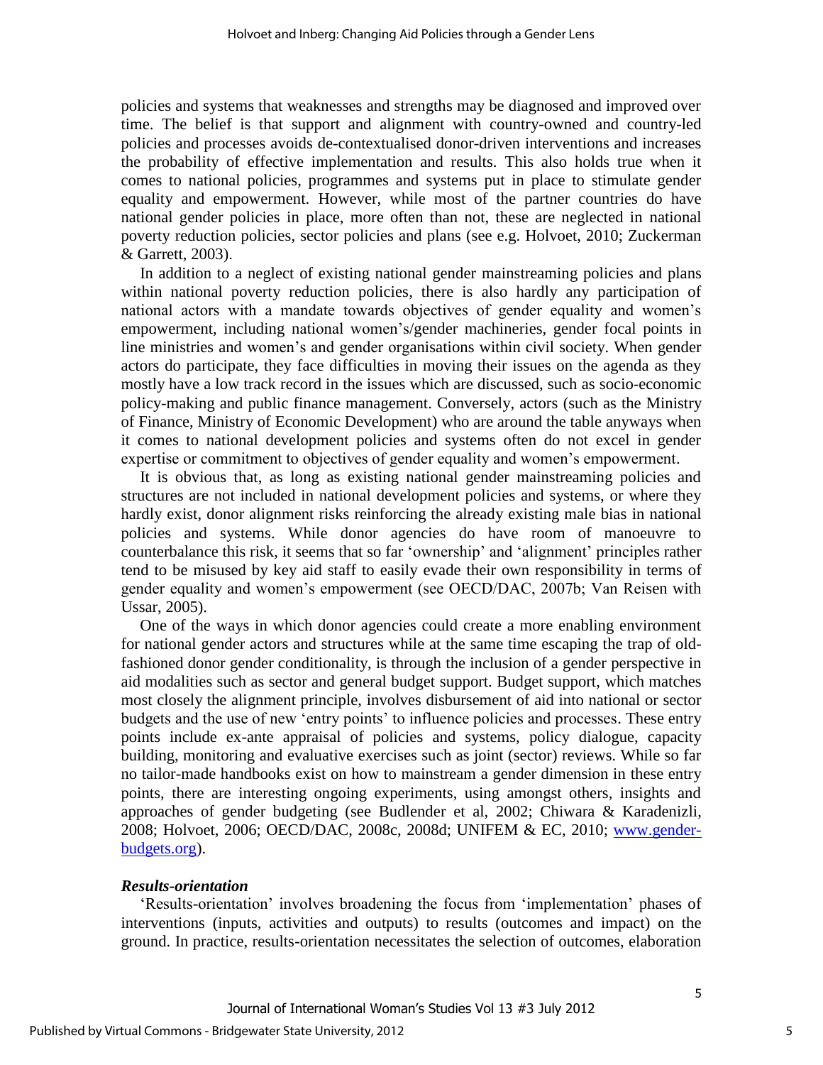policies and systems that weaknesses and strengths may be diagnosed and improved over time. The belief is that support and alignment with country-owned and country-led policies and processes avoids de-contextualised donor-driven interventions and increases the probability of effective implementation and results. This also holds true when it comes to national policies, programmes and systems put in place to stimulate gender equality and empowerment. However, while most of the partner countries do have national gender policies in place, more often than not, these are neglected in national poverty reduction policies, sector policies and plans (see e.g. Holvoet, 2010; Zuckerman & Garrett, 2003).

In addition to a neglect of existing national gender mainstreaming policies and plans within national poverty reduction policies, there is also hardly any participation of national actors with a mandate towards objectives of gender equality and women's empowerment, including national women's/gender machineries, gender focal points in line ministries and women's and gender organisations within civil society. When gender actors do participate, they face difficulties in moving their issues on the agenda as they mostly have a low track record in the issues which are discussed, such as socio-economic policy-making and public finance management. Conversely, actors (such as the Ministry of Finance, Ministry of Economic Development) who are around the table anyways when it comes to national development policies and systems often do not excel in gender expertise or commitment to objectives of gender equality and women's empowerment.

It is obvious that, as long as existing national gender mainstreaming policies and structures are not included in national development policies and systems, or where they hardly exist, donor alignment risks reinforcing the already existing male bias in national policies and systems. While donor agencies do have room of manoeuvre to counterbalance this risk, it seems that so far 'ownership' and 'alignment' principles rather tend to be misused by key aid staff to easily evade their own responsibility in terms of gender equality and women's empowerment (see OECD/DAC, 2007b; Van Reisen with Ussar, 2005).

One of the ways in which donor agencies could create a more enabling environment for national gender actors and structures while at the same time escaping the trap of old-fashioned donor gender conditionality, is through the inclusion of a gender perspective in aid modalities such as sector and general budget support. Budget support, which matches most closely the alignment principle, involves disbursement of aid into national or sector budgets and the use of new 'entry points' to influence policies and processes. These entry points include ex-ante appraisal of policies and systems, policy dialogue, capacity building, monitoring and evaluative exercises such as joint (sector) reviews. While so far no tailor-made handbooks exist on how to mainstream a gender dimension in these entry points, there are interesting ongoing experiments, using amongst others, insights and approaches of gender budgeting (see Budlender et al, 2002; Chiwara & Karadenizli, 2008; Holvoet, 2006; OECD/DAC, 2008c, 2008d; UNIFEM & EC, 2010; www.gender-budgets.org).

***Results-orientation***

'Results-orientation' involves broadening the focus from 'implementation' phases of interventions (inputs, activities and outputs) to results (outcomes and impact) on the ground. In practice, results-orientation necessitates the selection of outcomes, elaboration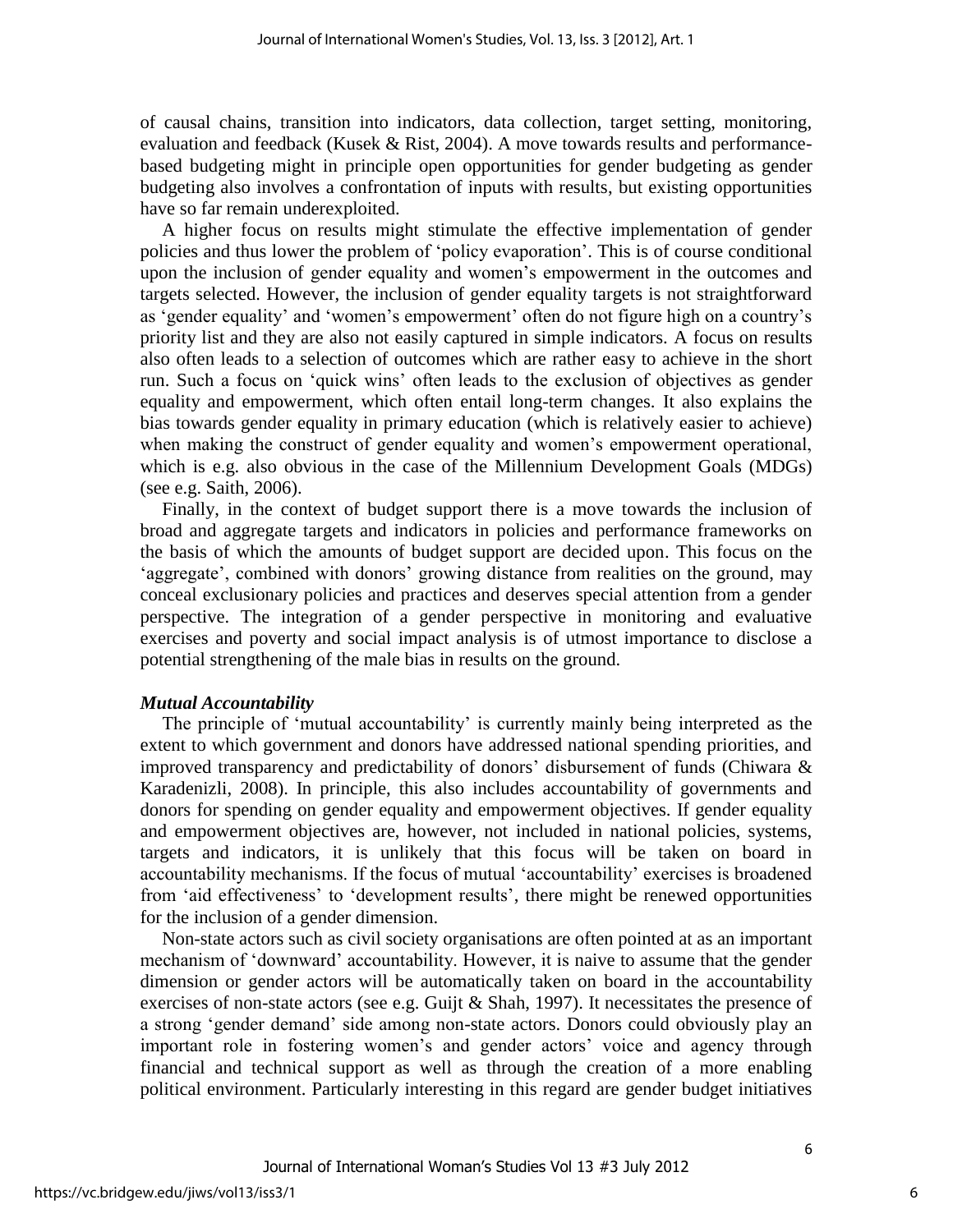of causal chains, transition into indicators, data collection, target setting, monitoring, evaluation and feedback (Kusek & Rist, 2004). A move towards results and performance-based budgeting might in principle open opportunities for gender budgeting as gender budgeting also involves a confrontation of inputs with results, but existing opportunities have so far remain underexploited.

A higher focus on results might stimulate the effective implementation of gender policies and thus lower the problem of 'policy evaporation'. This is of course conditional upon the inclusion of gender equality and women's empowerment in the outcomes and targets selected. However, the inclusion of gender equality targets is not straightforward as 'gender equality' and 'women's empowerment' often do not figure high on a country's priority list and they are also not easily captured in simple indicators. A focus on results also often leads to a selection of outcomes which are rather easy to achieve in the short run. Such a focus on 'quick wins' often leads to the exclusion of objectives as gender equality and empowerment, which often entail long-term changes. It also explains the bias towards gender equality in primary education (which is relatively easier to achieve) when making the construct of gender equality and women's empowerment operational, which is e.g. also obvious in the case of the Millennium Development Goals (MDGs) (see e.g. Saith, 2006).

Finally, in the context of budget support there is a move towards the inclusion of broad and aggregate targets and indicators in policies and performance frameworks on the basis of which the amounts of budget support are decided upon. This focus on the 'aggregate', combined with donors' growing distance from realities on the ground, may conceal exclusionary policies and practices and deserves special attention from a gender perspective. The integration of a gender perspective in monitoring and evaluative exercises and poverty and social impact analysis is of utmost importance to disclose a potential strengthening of the male bias in results on the ground.

### *Mutual Accountability*

The principle of 'mutual accountability' is currently mainly being interpreted as the extent to which government and donors have addressed national spending priorities, and improved transparency and predictability of donors' disbursement of funds (Chiwara & Karadenizli, 2008). In principle, this also includes accountability of governments and donors for spending on gender equality and empowerment objectives. If gender equality and empowerment objectives are, however, not included in national policies, systems, targets and indicators, it is unlikely that this focus will be taken on board in accountability mechanisms. If the focus of mutual 'accountability' exercises is broadened from 'aid effectiveness' to 'development results', there might be renewed opportunities for the inclusion of a gender dimension.

Non-state actors such as civil society organisations are often pointed at as an important mechanism of 'downward' accountability. However, it is naive to assume that the gender dimension or gender actors will be automatically taken on board in the accountability exercises of non-state actors (see e.g. Guijt & Shah, 1997). It necessitates the presence of a strong 'gender demand' side among non-state actors. Donors could obviously play an important role in fostering women's and gender actors' voice and agency through financial and technical support as well as through the creation of a more enabling political environment. Particularly interesting in this regard are gender budget initiatives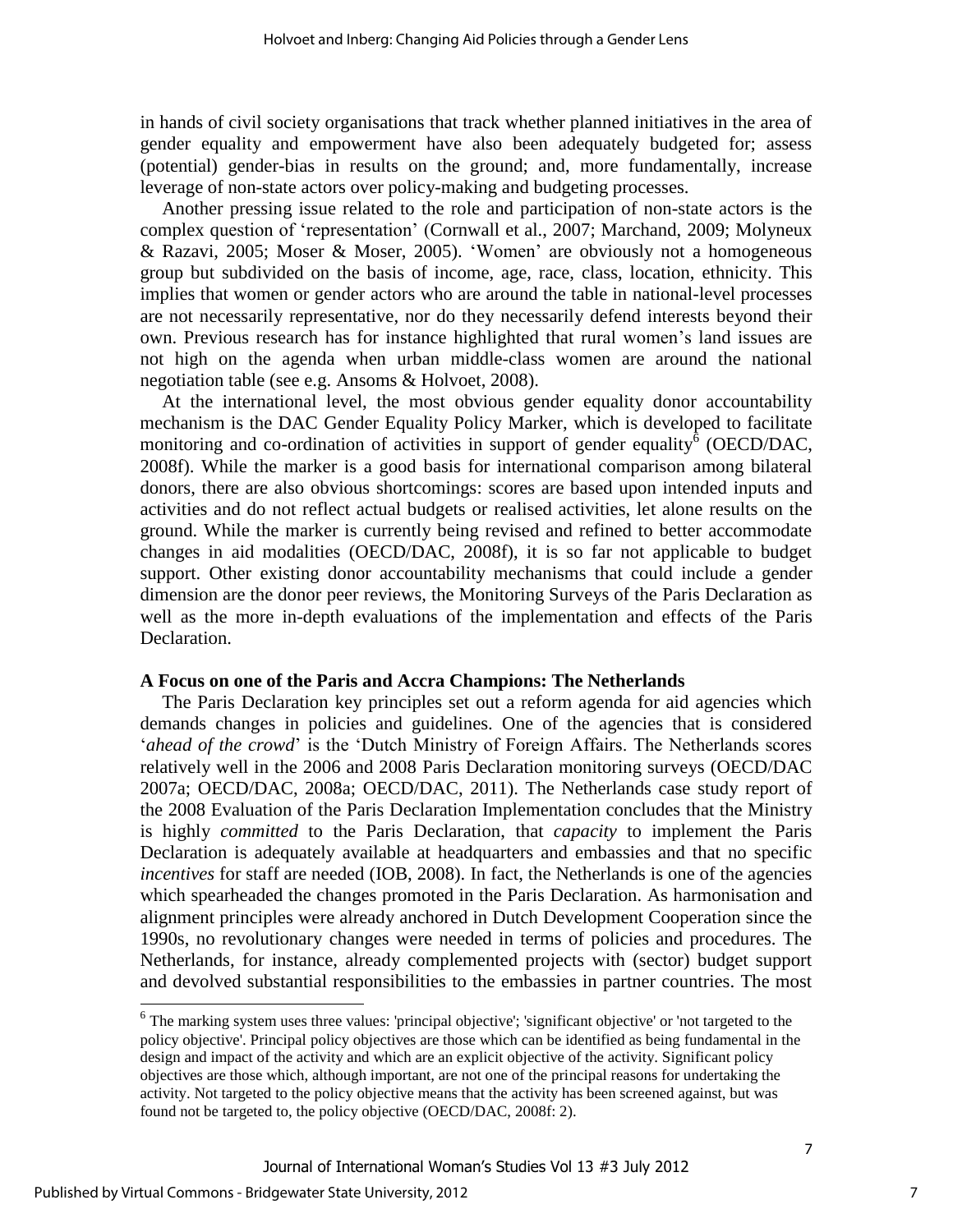in hands of civil society organisations that track whether planned initiatives in the area of gender equality and empowerment have also been adequately budgeted for; assess (potential) gender-bias in results on the ground; and, more fundamentally, increase leverage of non-state actors over policy-making and budgeting processes.

Another pressing issue related to the role and participation of non-state actors is the complex question of 'representation' (Cornwall et al., 2007; Marchand, 2009; Molyneux & Razavi, 2005; Moser & Moser, 2005). 'Women' are obviously not a homogeneous group but subdivided on the basis of income, age, race, class, location, ethnicity. This implies that women or gender actors who are around the table in national-level processes are not necessarily representative, nor do they necessarily defend interests beyond their own. Previous research has for instance highlighted that rural women's land issues are not high on the agenda when urban middle-class women are around the national negotiation table (see e.g. Ansoms & Holvoet, 2008).

At the international level, the most obvious gender equality donor accountability mechanism is the DAC Gender Equality Policy Marker, which is developed to facilitate monitoring and co-ordination of activities in support of gender equality[6] (OECD/DAC, 2008f). While the marker is a good basis for international comparison among bilateral donors, there are also obvious shortcomings: scores are based upon intended inputs and activities and do not reflect actual budgets or realised activities, let alone results on the ground. While the marker is currently being revised and refined to better accommodate changes in aid modalities (OECD/DAC, 2008f), it is so far not applicable to budget support. Other existing donor accountability mechanisms that could include a gender dimension are the donor peer reviews, the Monitoring Surveys of the Paris Declaration as well as the more in-depth evaluations of the implementation and effects of the Paris Declaration.

### A Focus on one of the Paris and Accra Champions: The Netherlands

The Paris Declaration key principles set out a reform agenda for aid agencies which demands changes in policies and guidelines. One of the agencies that is considered '*ahead of the crowd*' is the 'Dutch Ministry of Foreign Affairs. The Netherlands scores relatively well in the 2006 and 2008 Paris Declaration monitoring surveys (OECD/DAC 2007a; OECD/DAC, 2008a; OECD/DAC, 2011). The Netherlands case study report of the 2008 Evaluation of the Paris Declaration Implementation concludes that the Ministry is highly *committed* to the Paris Declaration, that *capacity* to implement the Paris Declaration is adequately available at headquarters and embassies and that no specific *incentives* for staff are needed (IOB, 2008). In fact, the Netherlands is one of the agencies which spearheaded the changes promoted in the Paris Declaration. As harmonisation and alignment principles were already anchored in Dutch Development Cooperation since the 1990s, no revolutionary changes were needed in terms of policies and procedures. The Netherlands, for instance, already complemented projects with (sector) budget support and devolved substantial responsibilities to the embassies in partner countries. The most

[6] The marking system uses three values: 'principal objective'; 'significant objective' or 'not targeted to the policy objective'. Principal policy objectives are those which can be identified as being fundamental in the design and impact of the activity and which are an explicit objective of the activity. Significant policy objectives are those which, although important, are not one of the principal reasons for undertaking the activity. Not targeted to the policy objective means that the activity has been screened against, but was found not be targeted to, the policy objective (OECD/DAC, 2008f: 2).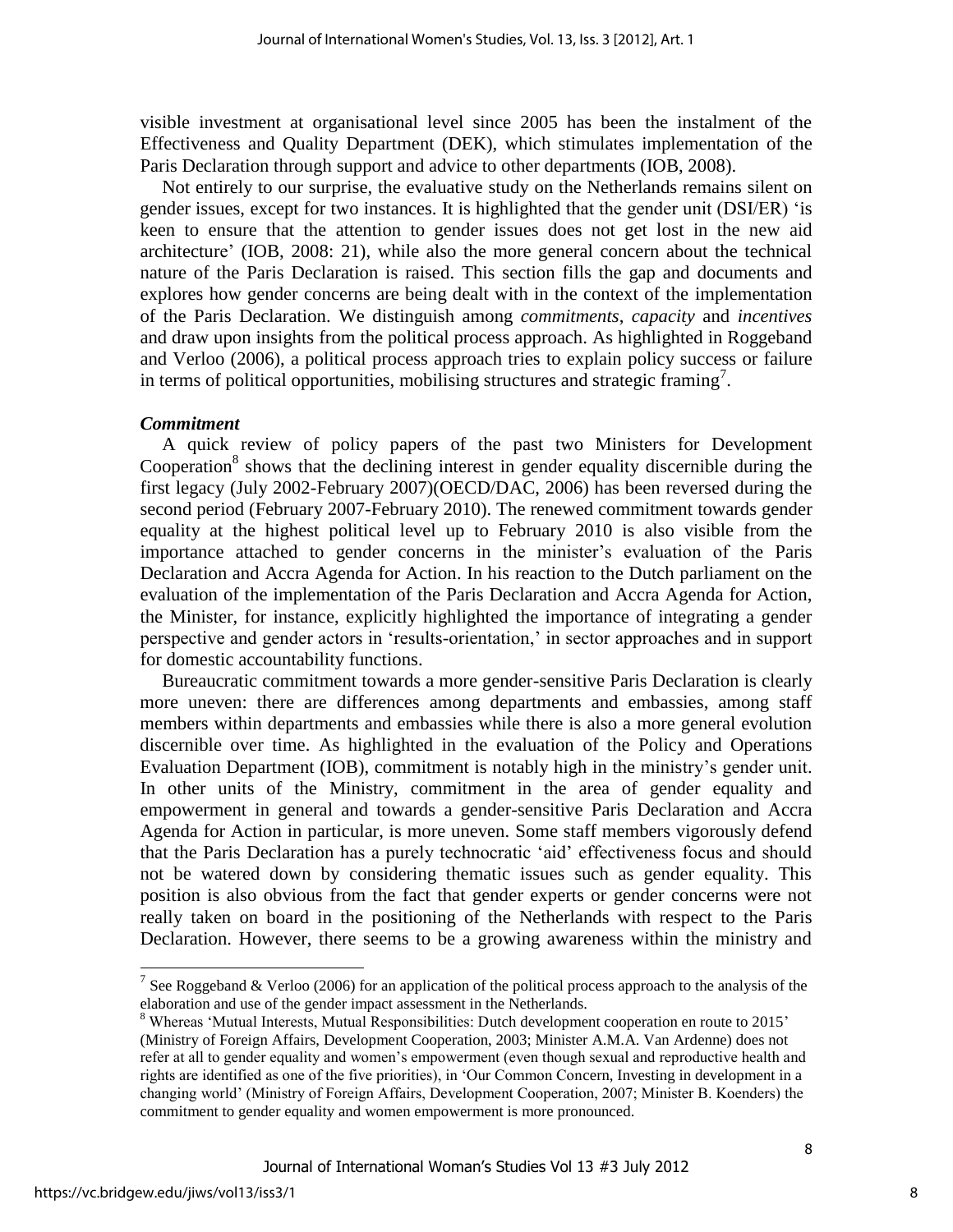visible investment at organisational level since 2005 has been the instalment of the Effectiveness and Quality Department (DEK), which stimulates implementation of the Paris Declaration through support and advice to other departments (IOB, 2008).

Not entirely to our surprise, the evaluative study on the Netherlands remains silent on gender issues, except for two instances. It is highlighted that the gender unit (DSI/ER) 'is keen to ensure that the attention to gender issues does not get lost in the new aid architecture' (IOB, 2008: 21), while also the more general concern about the technical nature of the Paris Declaration is raised. This section fills the gap and documents and explores how gender concerns are being dealt with in the context of the implementation of the Paris Declaration. We distinguish among *commitments*, *capacity* and *incentives* and draw upon insights from the political process approach. As highlighted in Roggeband and Verloo (2006), a political process approach tries to explain policy success or failure in terms of political opportunities, mobilising structures and strategic framing[7].

### *Commitment*

A quick review of policy papers of the past two Ministers for Development Cooperation[8] shows that the declining interest in gender equality discernible during the first legacy (July 2002-February 2007)(OECD/DAC, 2006) has been reversed during the second period (February 2007-February 2010). The renewed commitment towards gender equality at the highest political level up to February 2010 is also visible from the importance attached to gender concerns in the minister's evaluation of the Paris Declaration and Accra Agenda for Action. In his reaction to the Dutch parliament on the evaluation of the implementation of the Paris Declaration and Accra Agenda for Action, the Minister, for instance, explicitly highlighted the importance of integrating a gender perspective and gender actors in 'results-orientation,' in sector approaches and in support for domestic accountability functions.

Bureaucratic commitment towards a more gender-sensitive Paris Declaration is clearly more uneven: there are differences among departments and embassies, among staff members within departments and embassies while there is also a more general evolution discernible over time. As highlighted in the evaluation of the Policy and Operations Evaluation Department (IOB), commitment is notably high in the ministry's gender unit. In other units of the Ministry, commitment in the area of gender equality and empowerment in general and towards a gender-sensitive Paris Declaration and Accra Agenda for Action in particular, is more uneven. Some staff members vigorously defend that the Paris Declaration has a purely technocratic 'aid' effectiveness focus and should not be watered down by considering thematic issues such as gender equality. This position is also obvious from the fact that gender experts or gender concerns were not really taken on board in the positioning of the Netherlands with respect to the Paris Declaration. However, there seems to be a growing awareness within the ministry and

---

[7] See Roggeband & Verloo (2006) for an application of the political process approach to the analysis of the elaboration and use of the gender impact assessment in the Netherlands.

[8] Whereas 'Mutual Interests, Mutual Responsibilities: Dutch development cooperation en route to 2015' (Ministry of Foreign Affairs, Development Cooperation, 2003; Minister A.M.A. Van Ardenne) does not refer at all to gender equality and women's empowerment (even though sexual and reproductive health and rights are identified as one of the five priorities), in 'Our Common Concern, Investing in development in a changing world' (Ministry of Foreign Affairs, Development Cooperation, 2007; Minister B. Koenders) the commitment to gender equality and women empowerment is more pronounced.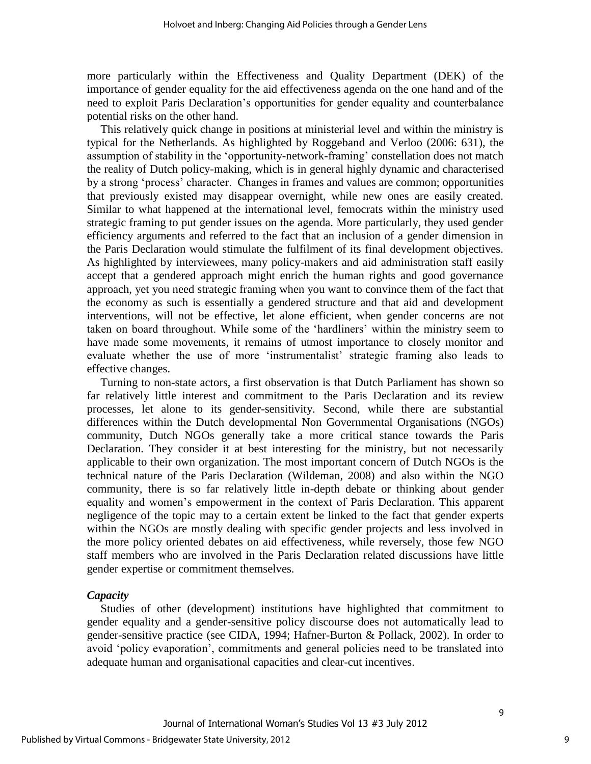more particularly within the Effectiveness and Quality Department (DEK) of the importance of gender equality for the aid effectiveness agenda on the one hand and of the need to exploit Paris Declaration's opportunities for gender equality and counterbalance potential risks on the other hand.

This relatively quick change in positions at ministerial level and within the ministry is typical for the Netherlands. As highlighted by Roggeband and Verloo (2006: 631), the assumption of stability in the 'opportunity-network-framing' constellation does not match the reality of Dutch policy-making, which is in general highly dynamic and characterised by a strong 'process' character. Changes in frames and values are common; opportunities that previously existed may disappear overnight, while new ones are easily created. Similar to what happened at the international level, femocrats within the ministry used strategic framing to put gender issues on the agenda. More particularly, they used gender efficiency arguments and referred to the fact that an inclusion of a gender dimension in the Paris Declaration would stimulate the fulfilment of its final development objectives. As highlighted by interviewees, many policy-makers and aid administration staff easily accept that a gendered approach might enrich the human rights and good governance approach, yet you need strategic framing when you want to convince them of the fact that the economy as such is essentially a gendered structure and that aid and development interventions, will not be effective, let alone efficient, when gender concerns are not taken on board throughout. While some of the 'hardliners' within the ministry seem to have made some movements, it remains of utmost importance to closely monitor and evaluate whether the use of more 'instrumentalist' strategic framing also leads to effective changes.

Turning to non-state actors, a first observation is that Dutch Parliament has shown so far relatively little interest and commitment to the Paris Declaration and its review processes, let alone to its gender-sensitivity. Second, while there are substantial differences within the Dutch developmental Non Governmental Organisations (NGOs) community, Dutch NGOs generally take a more critical stance towards the Paris Declaration. They consider it at best interesting for the ministry, but not necessarily applicable to their own organization. The most important concern of Dutch NGOs is the technical nature of the Paris Declaration (Wildeman, 2008) and also within the NGO community, there is so far relatively little in-depth debate or thinking about gender equality and women's empowerment in the context of Paris Declaration. This apparent negligence of the topic may to a certain extent be linked to the fact that gender experts within the NGOs are mostly dealing with specific gender projects and less involved in the more policy oriented debates on aid effectiveness, while reversely, those few NGO staff members who are involved in the Paris Declaration related discussions have little gender expertise or commitment themselves.

### *Capacity*

Studies of other (development) institutions have highlighted that commitment to gender equality and a gender-sensitive policy discourse does not automatically lead to gender-sensitive practice (see CIDA, 1994; Hafner-Burton & Pollack, 2002). In order to avoid 'policy evaporation', commitments and general policies need to be translated into adequate human and organisational capacities and clear-cut incentives.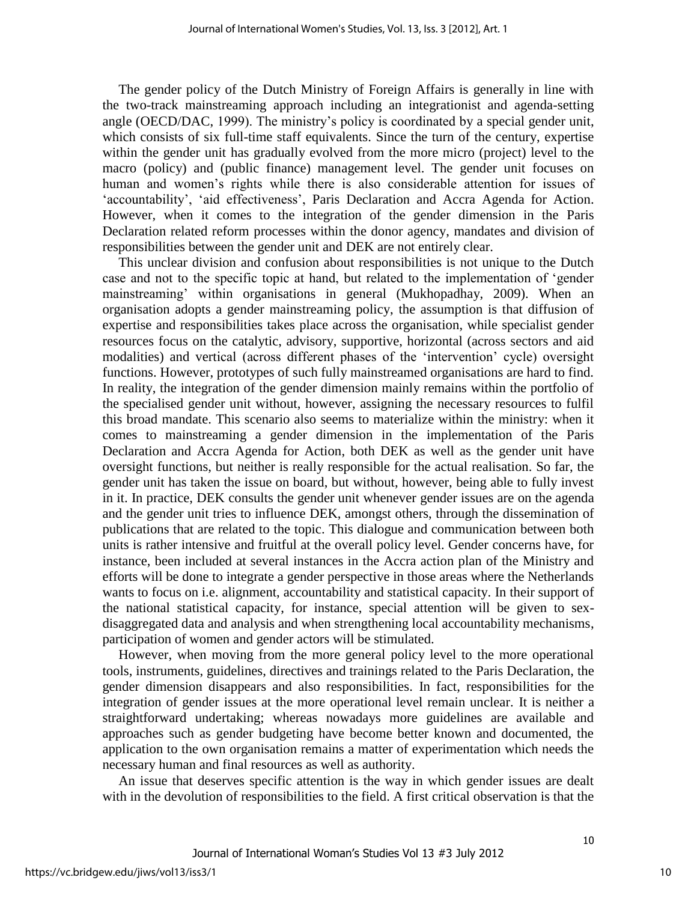The gender policy of the Dutch Ministry of Foreign Affairs is generally in line with the two-track mainstreaming approach including an integrationist and agenda-setting angle (OECD/DAC, 1999). The ministry's policy is coordinated by a special gender unit, which consists of six full-time staff equivalents. Since the turn of the century, expertise within the gender unit has gradually evolved from the more micro (project) level to the macro (policy) and (public finance) management level. The gender unit focuses on human and women's rights while there is also considerable attention for issues of 'accountability', 'aid effectiveness', Paris Declaration and Accra Agenda for Action. However, when it comes to the integration of the gender dimension in the Paris Declaration related reform processes within the donor agency, mandates and division of responsibilities between the gender unit and DEK are not entirely clear.

This unclear division and confusion about responsibilities is not unique to the Dutch case and not to the specific topic at hand, but related to the implementation of 'gender mainstreaming' within organisations in general (Mukhopadhay, 2009). When an organisation adopts a gender mainstreaming policy, the assumption is that diffusion of expertise and responsibilities takes place across the organisation, while specialist gender resources focus on the catalytic, advisory, supportive, horizontal (across sectors and aid modalities) and vertical (across different phases of the 'intervention' cycle) oversight functions. However, prototypes of such fully mainstreamed organisations are hard to find. In reality, the integration of the gender dimension mainly remains within the portfolio of the specialised gender unit without, however, assigning the necessary resources to fulfil this broad mandate. This scenario also seems to materialize within the ministry: when it comes to mainstreaming a gender dimension in the implementation of the Paris Declaration and Accra Agenda for Action, both DEK as well as the gender unit have oversight functions, but neither is really responsible for the actual realisation. So far, the gender unit has taken the issue on board, but without, however, being able to fully invest in it. In practice, DEK consults the gender unit whenever gender issues are on the agenda and the gender unit tries to influence DEK, amongst others, through the dissemination of publications that are related to the topic. This dialogue and communication between both units is rather intensive and fruitful at the overall policy level. Gender concerns have, for instance, been included at several instances in the Accra action plan of the Ministry and efforts will be done to integrate a gender perspective in those areas where the Netherlands wants to focus on i.e. alignment, accountability and statistical capacity. In their support of the national statistical capacity, for instance, special attention will be given to sex-disaggregated data and analysis and when strengthening local accountability mechanisms, participation of women and gender actors will be stimulated.

However, when moving from the more general policy level to the more operational tools, instruments, guidelines, directives and trainings related to the Paris Declaration, the gender dimension disappears and also responsibilities. In fact, responsibilities for the integration of gender issues at the more operational level remain unclear. It is neither a straightforward undertaking; whereas nowadays more guidelines are available and approaches such as gender budgeting have become better known and documented, the application to the own organisation remains a matter of experimentation which needs the necessary human and final resources as well as authority.

An issue that deserves specific attention is the way in which gender issues are dealt with in the devolution of responsibilities to the field. A first critical observation is that the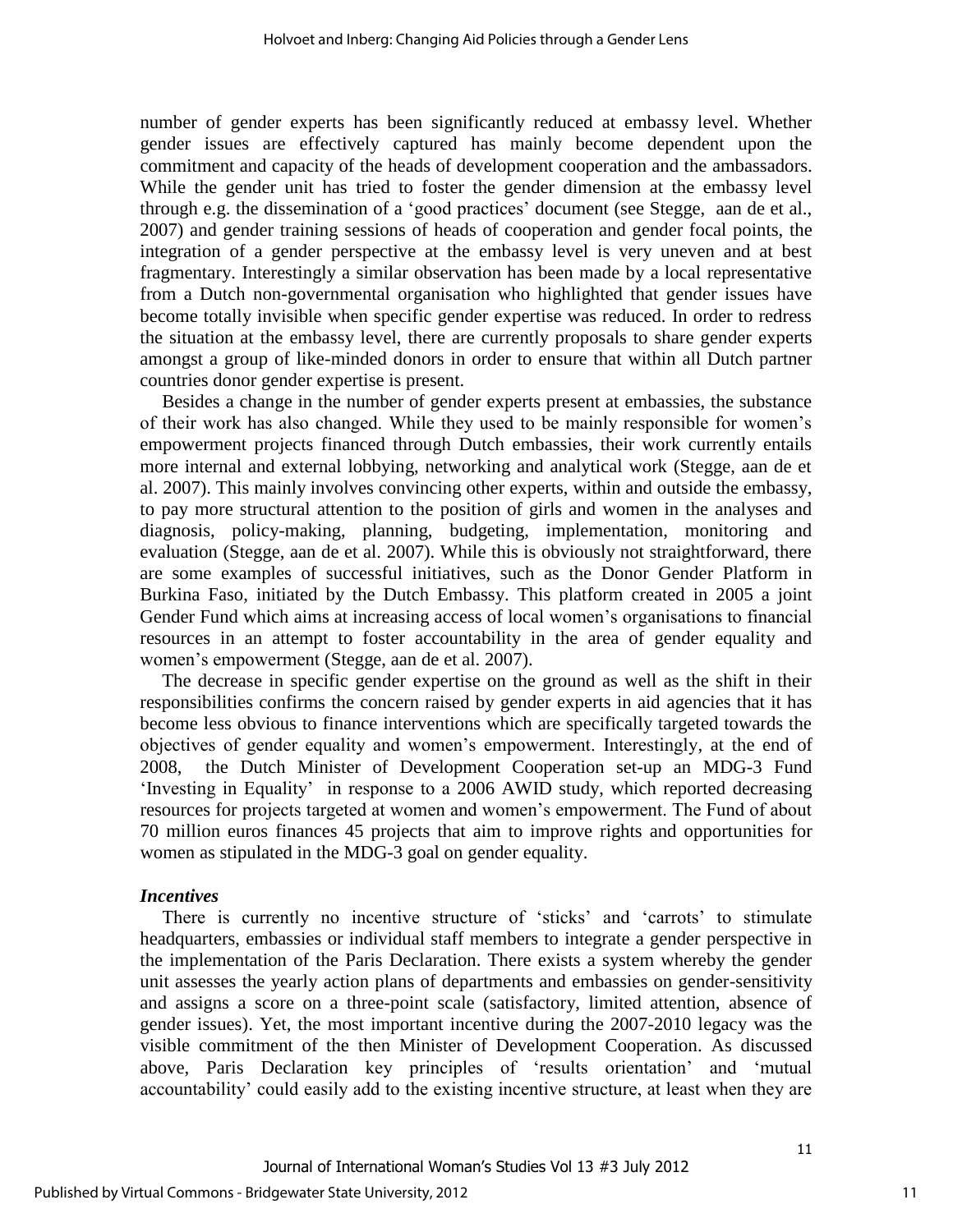number of gender experts has been significantly reduced at embassy level. Whether gender issues are effectively captured has mainly become dependent upon the commitment and capacity of the heads of development cooperation and the ambassadors. While the gender unit has tried to foster the gender dimension at the embassy level through e.g. the dissemination of a 'good practices' document (see Stegge, aan de et al., 2007) and gender training sessions of heads of cooperation and gender focal points, the integration of a gender perspective at the embassy level is very uneven and at best fragmentary. Interestingly a similar observation has been made by a local representative from a Dutch non-governmental organisation who highlighted that gender issues have become totally invisible when specific gender expertise was reduced. In order to redress the situation at the embassy level, there are currently proposals to share gender experts amongst a group of like-minded donors in order to ensure that within all Dutch partner countries donor gender expertise is present.

Besides a change in the number of gender experts present at embassies, the substance of their work has also changed. While they used to be mainly responsible for women's empowerment projects financed through Dutch embassies, their work currently entails more internal and external lobbying, networking and analytical work (Stegge, aan de et al. 2007). This mainly involves convincing other experts, within and outside the embassy, to pay more structural attention to the position of girls and women in the analyses and diagnosis, policy-making, planning, budgeting, implementation, monitoring and evaluation (Stegge, aan de et al. 2007). While this is obviously not straightforward, there are some examples of successful initiatives, such as the Donor Gender Platform in Burkina Faso, initiated by the Dutch Embassy. This platform created in 2005 a joint Gender Fund which aims at increasing access of local women's organisations to financial resources in an attempt to foster accountability in the area of gender equality and women's empowerment (Stegge, aan de et al. 2007).

The decrease in specific gender expertise on the ground as well as the shift in their responsibilities confirms the concern raised by gender experts in aid agencies that it has become less obvious to finance interventions which are specifically targeted towards the objectives of gender equality and women's empowerment. Interestingly, at the end of 2008, the Dutch Minister of Development Cooperation set-up an MDG-3 Fund 'Investing in Equality' in response to a 2006 AWID study, which reported decreasing resources for projects targeted at women and women's empowerment. The Fund of about 70 million euros finances 45 projects that aim to improve rights and opportunities for women as stipulated in the MDG-3 goal on gender equality.

### *Incentives*

There is currently no incentive structure of 'sticks' and 'carrots' to stimulate headquarters, embassies or individual staff members to integrate a gender perspective in the implementation of the Paris Declaration. There exists a system whereby the gender unit assesses the yearly action plans of departments and embassies on gender-sensitivity and assigns a score on a three-point scale (satisfactory, limited attention, absence of gender issues). Yet, the most important incentive during the 2007-2010 legacy was the visible commitment of the then Minister of Development Cooperation. As discussed above, Paris Declaration key principles of 'results orientation' and 'mutual accountability' could easily add to the existing incentive structure, at least when they are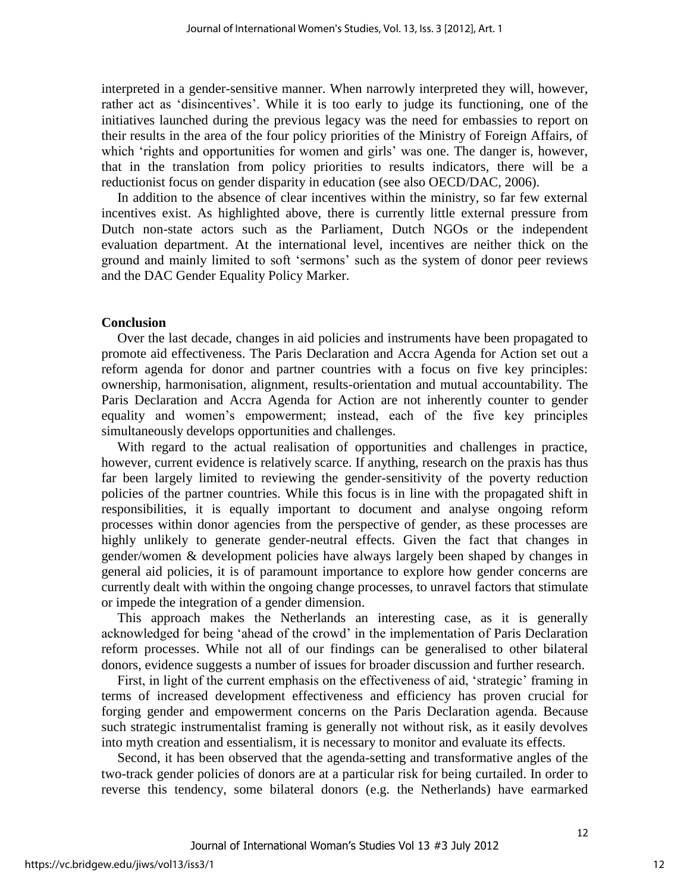interpreted in a gender-sensitive manner. When narrowly interpreted they will, however, rather act as 'disincentives'. While it is too early to judge its functioning, one of the initiatives launched during the previous legacy was the need for embassies to report on their results in the area of the four policy priorities of the Ministry of Foreign Affairs, of which 'rights and opportunities for women and girls' was one. The danger is, however, that in the translation from policy priorities to results indicators, there will be a reductionist focus on gender disparity in education (see also OECD/DAC, 2006).

In addition to the absence of clear incentives within the ministry, so far few external incentives exist. As highlighted above, there is currently little external pressure from Dutch non-state actors such as the Parliament, Dutch NGOs or the independent evaluation department. At the international level, incentives are neither thick on the ground and mainly limited to soft 'sermons' such as the system of donor peer reviews and the DAC Gender Equality Policy Marker.

## Conclusion

Over the last decade, changes in aid policies and instruments have been propagated to promote aid effectiveness. The Paris Declaration and Accra Agenda for Action set out a reform agenda for donor and partner countries with a focus on five key principles: ownership, harmonisation, alignment, results-orientation and mutual accountability. The Paris Declaration and Accra Agenda for Action are not inherently counter to gender equality and women's empowerment; instead, each of the five key principles simultaneously develops opportunities and challenges.

With regard to the actual realisation of opportunities and challenges in practice, however, current evidence is relatively scarce. If anything, research on the praxis has thus far been largely limited to reviewing the gender-sensitivity of the poverty reduction policies of the partner countries. While this focus is in line with the propagated shift in responsibilities, it is equally important to document and analyse ongoing reform processes within donor agencies from the perspective of gender, as these processes are highly unlikely to generate gender-neutral effects. Given the fact that changes in gender/women & development policies have always largely been shaped by changes in general aid policies, it is of paramount importance to explore how gender concerns are currently dealt with within the ongoing change processes, to unravel factors that stimulate or impede the integration of a gender dimension.

This approach makes the Netherlands an interesting case, as it is generally acknowledged for being 'ahead of the crowd' in the implementation of Paris Declaration reform processes. While not all of our findings can be generalised to other bilateral donors, evidence suggests a number of issues for broader discussion and further research.

First, in light of the current emphasis on the effectiveness of aid, 'strategic' framing in terms of increased development effectiveness and efficiency has proven crucial for forging gender and empowerment concerns on the Paris Declaration agenda. Because such strategic instrumentalist framing is generally not without risk, as it easily devolves into myth creation and essentialism, it is necessary to monitor and evaluate its effects.

Second, it has been observed that the agenda-setting and transformative angles of the two-track gender policies of donors are at a particular risk for being curtailed. In order to reverse this tendency, some bilateral donors (e.g. the Netherlands) have earmarked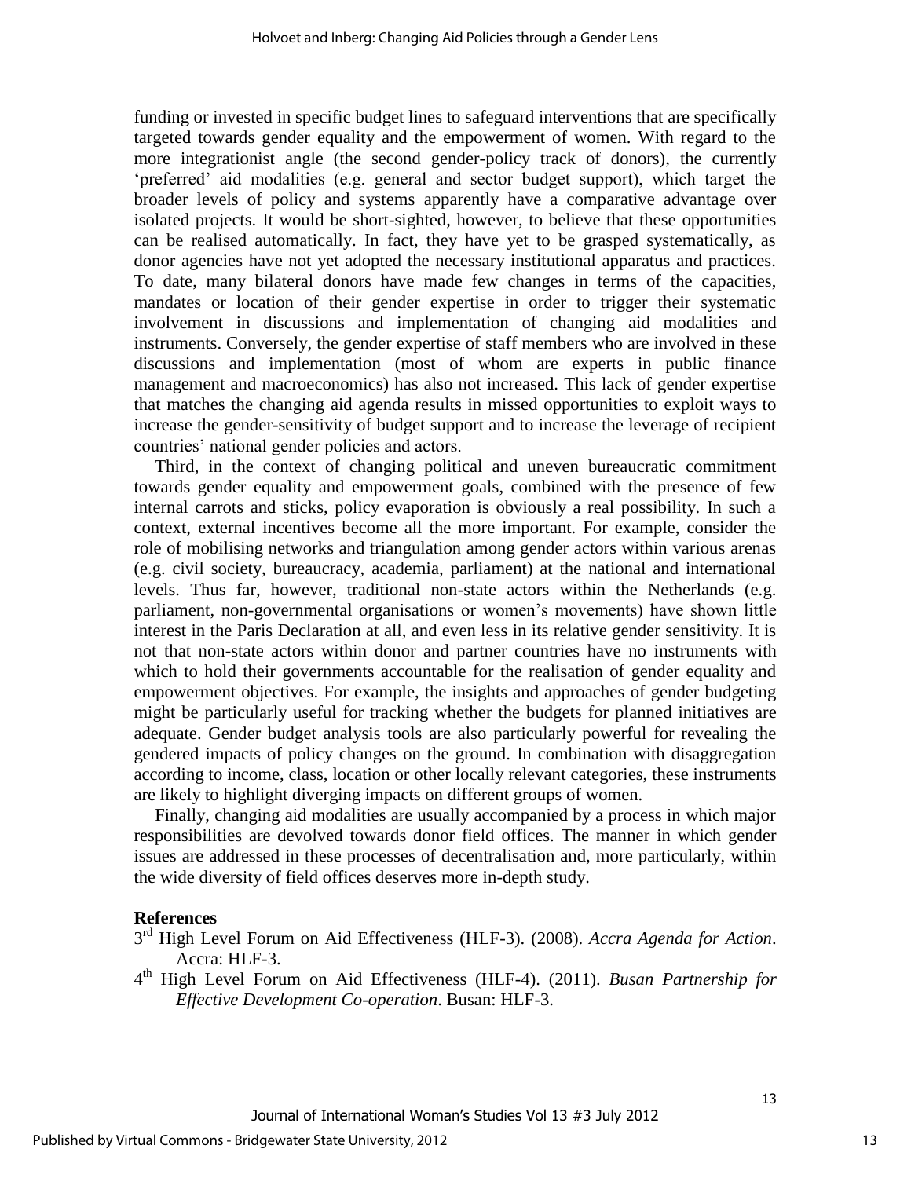funding or invested in specific budget lines to safeguard interventions that are specifically targeted towards gender equality and the empowerment of women. With regard to the more integrationist angle (the second gender-policy track of donors), the currently 'preferred' aid modalities (e.g. general and sector budget support), which target the broader levels of policy and systems apparently have a comparative advantage over isolated projects. It would be short-sighted, however, to believe that these opportunities can be realised automatically. In fact, they have yet to be grasped systematically, as donor agencies have not yet adopted the necessary institutional apparatus and practices. To date, many bilateral donors have made few changes in terms of the capacities, mandates or location of their gender expertise in order to trigger their systematic involvement in discussions and implementation of changing aid modalities and instruments. Conversely, the gender expertise of staff members who are involved in these discussions and implementation (most of whom are experts in public finance management and macroeconomics) has also not increased. This lack of gender expertise that matches the changing aid agenda results in missed opportunities to exploit ways to increase the gender-sensitivity of budget support and to increase the leverage of recipient countries' national gender policies and actors.

Third, in the context of changing political and uneven bureaucratic commitment towards gender equality and empowerment goals, combined with the presence of few internal carrots and sticks, policy evaporation is obviously a real possibility. In such a context, external incentives become all the more important. For example, consider the role of mobilising networks and triangulation among gender actors within various arenas (e.g. civil society, bureaucracy, academia, parliament) at the national and international levels. Thus far, however, traditional non-state actors within the Netherlands (e.g. parliament, non-governmental organisations or women's movements) have shown little interest in the Paris Declaration at all, and even less in its relative gender sensitivity. It is not that non-state actors within donor and partner countries have no instruments with which to hold their governments accountable for the realisation of gender equality and empowerment objectives. For example, the insights and approaches of gender budgeting might be particularly useful for tracking whether the budgets for planned initiatives are adequate. Gender budget analysis tools are also particularly powerful for revealing the gendered impacts of policy changes on the ground. In combination with disaggregation according to income, class, location or other locally relevant categories, these instruments are likely to highlight diverging impacts on different groups of women.

Finally, changing aid modalities are usually accompanied by a process in which major responsibilities are devolved towards donor field offices. The manner in which gender issues are addressed in these processes of decentralisation and, more particularly, within the wide diversity of field offices deserves more in-depth study.

## References

3rd High Level Forum on Aid Effectiveness (HLF-3). (2008). *Accra Agenda for Action*. Accra: HLF-3.

4th High Level Forum on Aid Effectiveness (HLF-4). (2011). *Busan Partnership for Effective Development Co-operation*. Busan: HLF-3.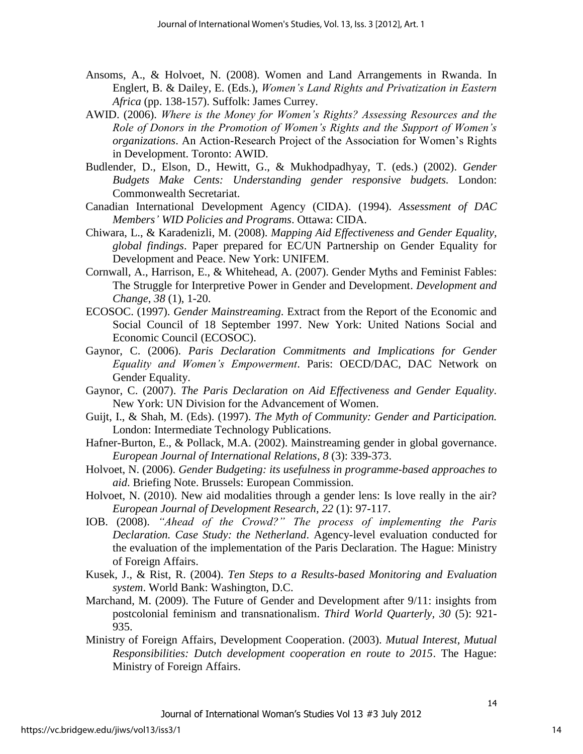Ansoms, A., & Holvoet, N. (2008). Women and Land Arrangements in Rwanda. In Englert, B. & Dailey, E. (Eds.), *Women's Land Rights and Privatization in Eastern Africa* (pp. 138-157). Suffolk: James Currey.

AWID. (2006). *Where is the Money for Women's Rights? Assessing Resources and the Role of Donors in the Promotion of Women's Rights and the Support of Women's organizations*. An Action-Research Project of the Association for Women's Rights in Development. Toronto: AWID.

Budlender, D., Elson, D., Hewitt, G., & Mukhodpadhyay, T. (eds.) (2002). *Gender Budgets Make Cents: Understanding gender responsive budgets.* London: Commonwealth Secretariat.

Canadian International Development Agency (CIDA). (1994). *Assessment of DAC Members' WID Policies and Programs*. Ottawa: CIDA.

Chiwara, L., & Karadenizli, M. (2008). *Mapping Aid Effectiveness and Gender Equality, global findings*. Paper prepared for EC/UN Partnership on Gender Equality for Development and Peace. New York: UNIFEM.

Cornwall, A., Harrison, E., & Whitehead, A. (2007). Gender Myths and Feminist Fables: The Struggle for Interpretive Power in Gender and Development. *Development and Change*, *38* (1), 1-20.

ECOSOC. (1997). *Gender Mainstreaming*. Extract from the Report of the Economic and Social Council of 18 September 1997. New York: United Nations Social and Economic Council (ECOSOC).

Gaynor, C. (2006). *Paris Declaration Commitments and Implications for Gender Equality and Women's Empowerment*. Paris: OECD/DAC, DAC Network on Gender Equality.

Gaynor, C. (2007). *The Paris Declaration on Aid Effectiveness and Gender Equality*. New York: UN Division for the Advancement of Women.

Guijt, I., & Shah, M. (Eds). (1997). *The Myth of Community: Gender and Participation.* London: Intermediate Technology Publications.

Hafner-Burton, E., & Pollack, M.A. (2002). Mainstreaming gender in global governance. *European Journal of International Relations, 8* (3): 339-373.

Holvoet, N. (2006). *Gender Budgeting: its usefulness in programme-based approaches to aid*. Briefing Note. Brussels: European Commission.

Holvoet, N. (2010). New aid modalities through a gender lens: Is love really in the air? *European Journal of Development Research, 22* (1): 97-117.

IOB. (2008). *"Ahead of the Crowd?" The process of implementing the Paris Declaration. Case Study: the Netherland*. Agency-level evaluation conducted for the evaluation of the implementation of the Paris Declaration. The Hague: Ministry of Foreign Affairs.

Kusek, J., & Rist, R. (2004). *Ten Steps to a Results-based Monitoring and Evaluation system*. World Bank: Washington, D.C.

Marchand, M. (2009). The Future of Gender and Development after 9/11: insights from postcolonial feminism and transnationalism. *Third World Quarterly, 30* (5): 921-935.

Ministry of Foreign Affairs, Development Cooperation. (2003). *Mutual Interest, Mutual Responsibilities: Dutch development cooperation en route to 2015*. The Hague: Ministry of Foreign Affairs.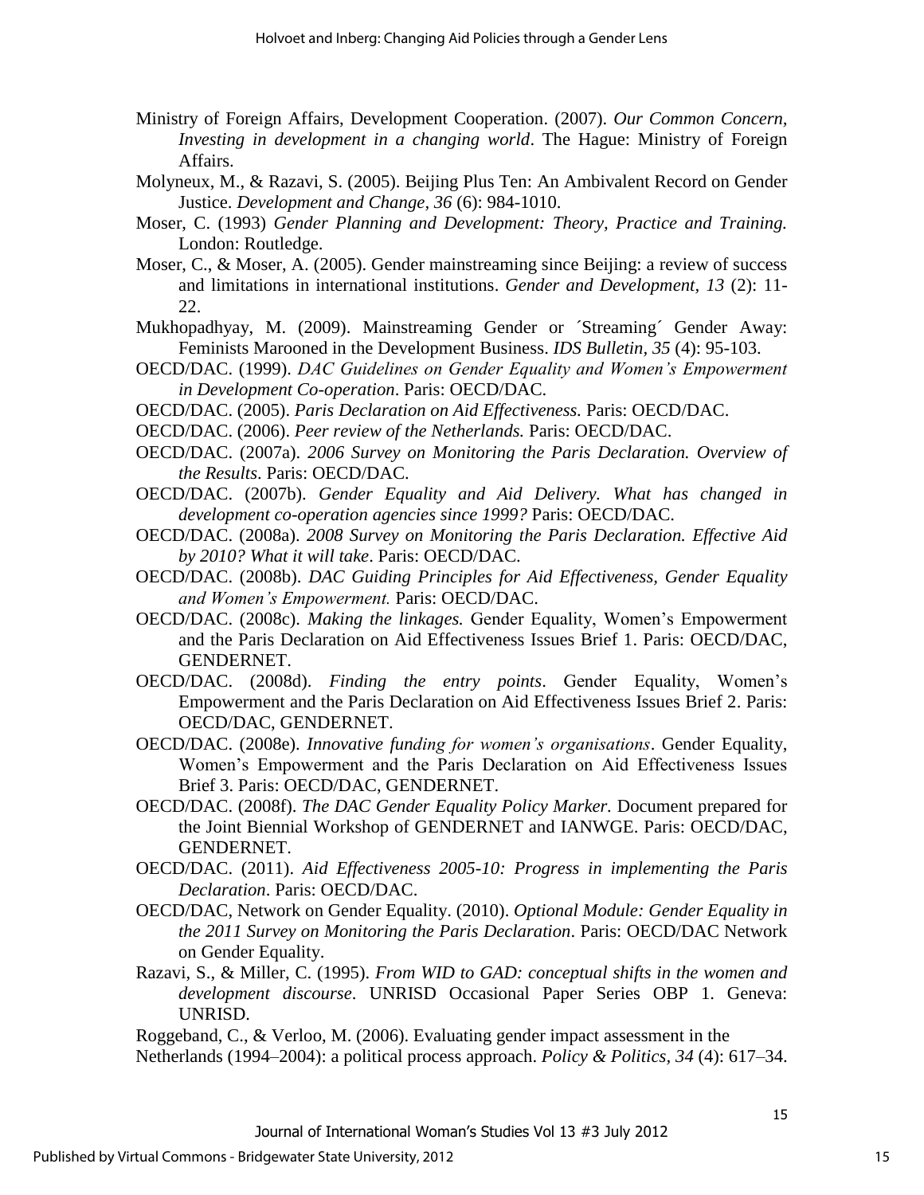Ministry of Foreign Affairs, Development Cooperation. (2007). *Our Common Concern, Investing in development in a changing world*. The Hague: Ministry of Foreign Affairs.

Molyneux, M., & Razavi, S. (2005). Beijing Plus Ten: An Ambivalent Record on Gender Justice. *Development and Change*, *36* (6): 984-1010.

Moser, C. (1993) *Gender Planning and Development: Theory, Practice and Training.* London: Routledge.

Moser, C., & Moser, A. (2005). Gender mainstreaming since Beijing: a review of success and limitations in international institutions. *Gender and Development, 13* (2): 11-22.

Mukhopadhyay, M. (2009). Mainstreaming Gender or ´Streaming´ Gender Away: Feminists Marooned in the Development Business. *IDS Bulletin*, *35* (4): 95-103.

OECD/DAC. (1999). *DAC Guidelines on Gender Equality and Women's Empowerment in Development Co-operation*. Paris: OECD/DAC.

OECD/DAC. (2005). *Paris Declaration on Aid Effectiveness.* Paris: OECD/DAC.

OECD/DAC. (2006). *Peer review of the Netherlands.* Paris: OECD/DAC.

OECD/DAC. (2007a). *2006 Survey on Monitoring the Paris Declaration. Overview of the Results*. Paris: OECD/DAC.

OECD/DAC. (2007b). *Gender Equality and Aid Delivery. What has changed in development co-operation agencies since 1999?* Paris: OECD/DAC.

OECD/DAC. (2008a). *2008 Survey on Monitoring the Paris Declaration. Effective Aid by 2010? What it will take*. Paris: OECD/DAC.

OECD/DAC. (2008b). *DAC Guiding Principles for Aid Effectiveness, Gender Equality and Women's Empowerment.* Paris: OECD/DAC.

OECD/DAC. (2008c). *Making the linkages.* Gender Equality, Women's Empowerment and the Paris Declaration on Aid Effectiveness Issues Brief 1. Paris: OECD/DAC, GENDERNET.

OECD/DAC. (2008d). *Finding the entry points*. Gender Equality, Women's Empowerment and the Paris Declaration on Aid Effectiveness Issues Brief 2. Paris: OECD/DAC, GENDERNET.

OECD/DAC. (2008e). *Innovative funding for women's organisations*. Gender Equality, Women's Empowerment and the Paris Declaration on Aid Effectiveness Issues Brief 3. Paris: OECD/DAC, GENDERNET.

OECD/DAC. (2008f). *The DAC Gender Equality Policy Marker*. Document prepared for the Joint Biennial Workshop of GENDERNET and IANWGE. Paris: OECD/DAC, GENDERNET.

OECD/DAC. (2011). *Aid Effectiveness 2005-10: Progress in implementing the Paris Declaration*. Paris: OECD/DAC.

OECD/DAC, Network on Gender Equality. (2010). *Optional Module: Gender Equality in the 2011 Survey on Monitoring the Paris Declaration*. Paris: OECD/DAC Network on Gender Equality.

Razavi, S., & Miller, C. (1995). *From WID to GAD: conceptual shifts in the women and development discourse*. UNRISD Occasional Paper Series OBP 1. Geneva: UNRISD.

Roggeband, C., & Verloo, M. (2006). Evaluating gender impact assessment in the Netherlands (1994–2004): a political process approach. *Policy & Politics, 34* (4): 617–34.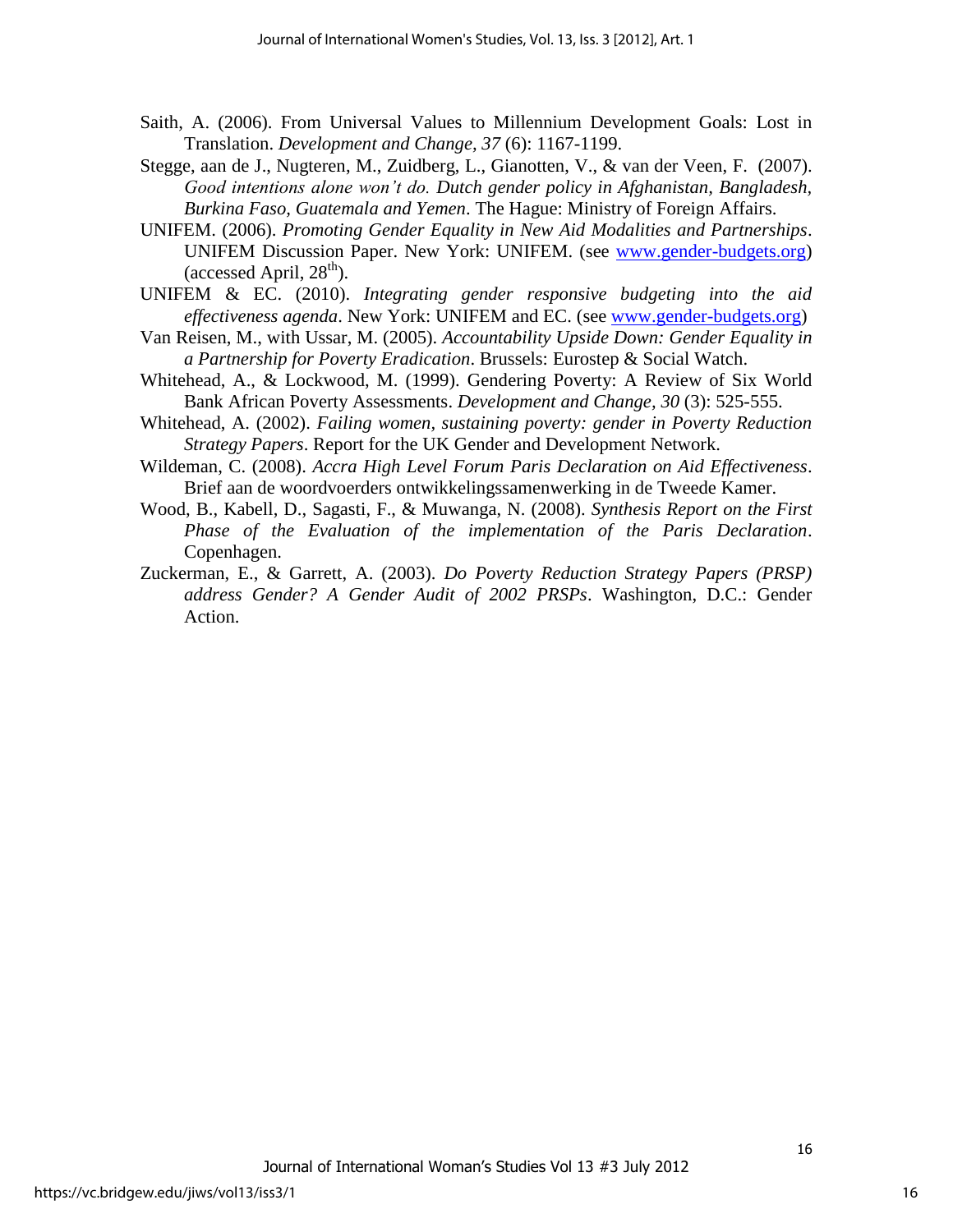Saith, A. (2006). From Universal Values to Millennium Development Goals: Lost in Translation. *Development and Change, 37* (6): 1167-1199.

Stegge, aan de J., Nugteren, M., Zuidberg, L., Gianotten, V., & van der Veen, F. (2007). *Good intentions alone won't do. Dutch gender policy in Afghanistan, Bangladesh, Burkina Faso, Guatemala and Yemen*. The Hague: Ministry of Foreign Affairs.

UNIFEM. (2006). *Promoting Gender Equality in New Aid Modalities and Partnerships*. UNIFEM Discussion Paper. New York: UNIFEM. (see www.gender-budgets.org) (accessed April, 28th).

UNIFEM & EC. (2010). *Integrating gender responsive budgeting into the aid effectiveness agenda*. New York: UNIFEM and EC. (see www.gender-budgets.org)

Van Reisen, M., with Ussar, M. (2005). *Accountability Upside Down: Gender Equality in a Partnership for Poverty Eradication*. Brussels: Eurostep & Social Watch.

Whitehead, A., & Lockwood, M. (1999). Gendering Poverty: A Review of Six World Bank African Poverty Assessments. *Development and Change, 30* (3): 525-555.

Whitehead, A. (2002). *Failing women, sustaining poverty: gender in Poverty Reduction Strategy Papers*. Report for the UK Gender and Development Network.

Wildeman, C. (2008). *Accra High Level Forum Paris Declaration on Aid Effectiveness*. Brief aan de woordvoerders ontwikkelingssamenwerking in de Tweede Kamer.

Wood, B., Kabell, D., Sagasti, F., & Muwanga, N. (2008). *Synthesis Report on the First Phase of the Evaluation of the implementation of the Paris Declaration*. Copenhagen.

Zuckerman, E., & Garrett, A. (2003). *Do Poverty Reduction Strategy Papers (PRSP) address Gender? A Gender Audit of 2002 PRSPs*. Washington, D.C.: Gender Action.